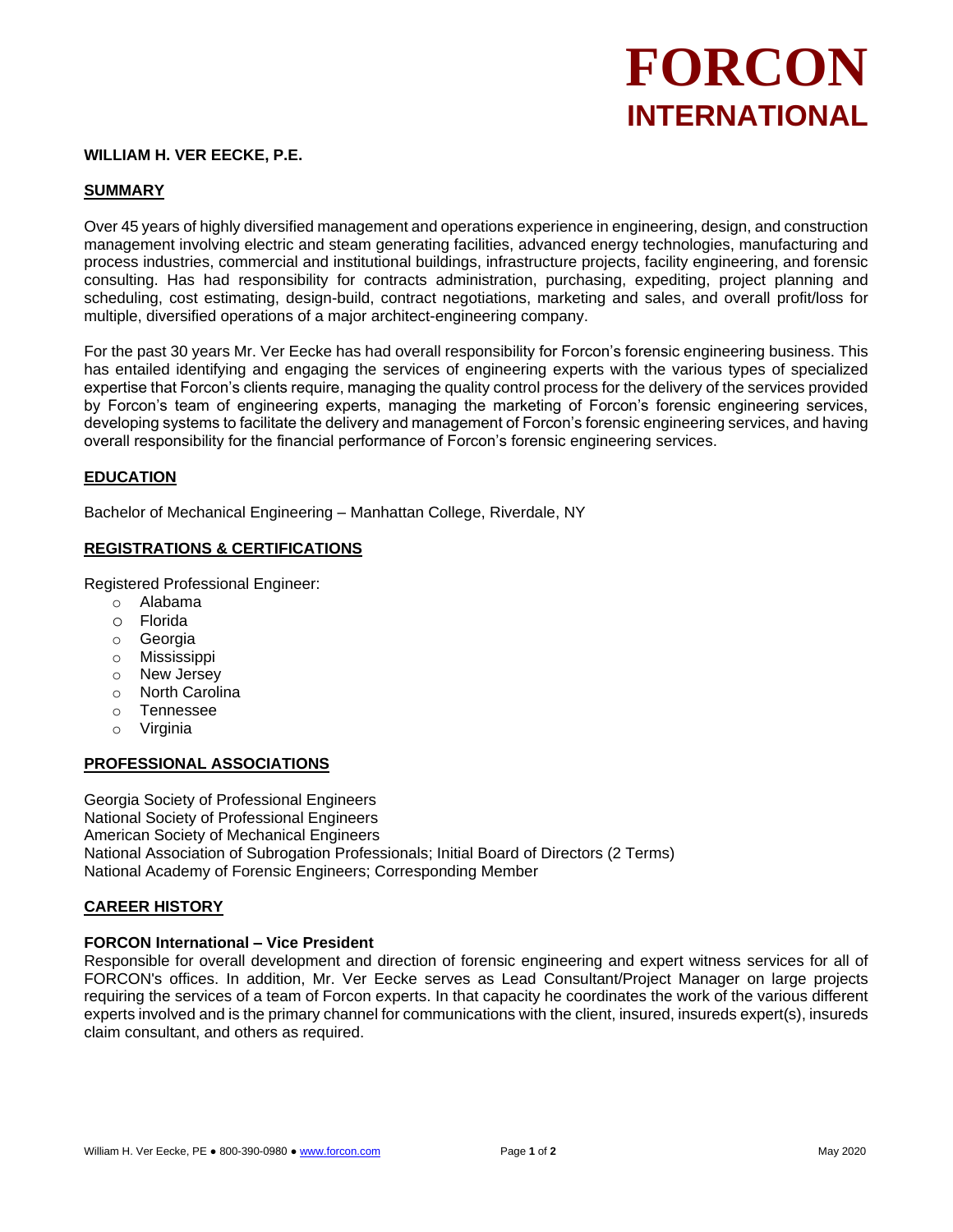# FORCON INTERNATIONAL

**WILLIAM H. VER EECKE, P.E.**

## SUMMARY

Over 45 years of highly diversified management and operations experience in engineering, design, and construction management involving electric and steam generating facilities, advanced energy technologies, manufacturing and process industries, commercial and institutional buildings, infrastructure projects, facility engineering, and forensic consulting. Has had responsibility for contracts administration, purchasing, expediting, project planning and scheduling, cost estimating, design-build, contract negotiations, marketing and sales, and overall profit/loss for multiple, diversified operations of a major architect-engineering company.

For the past 30 years Mr. Ver Eecke has had overall responsibility for Forcon's forensic engineering business. This has entailed identifying and engaging the services of engineering experts with the various types of specialized expertise that Forcon's clients require, managing the quality control process for the delivery of the services provided by Forcon's team of engineering experts, managing the marketing of Forcon's forensic engineering services, developing systems to facilitate the delivery and management of Forcon's forensic engineering services, and having overall responsibility for the financial performance of Forcon's forensic engineering services.

## EDUCATION

Bachelor of Mechanical Engineering – Manhattan College, Riverdale, NY

## REGISTRATIONS & CERTIFICATIONS

Registered Professional Engineer:

- Alabama
- Florida
- Georgia
- Mississippi
- New Jersey
- North Carolina
- Tennessee
- Virginia

## PROFESSIONAL ASSOCIATIONS

Georgia Society of Professional Engineers
National Society of Professional Engineers
American Society of Mechanical Engineers
National Association of Subrogation Professionals; Initial Board of Directors (2 Terms)
National Academy of Forensic Engineers; Corresponding Member

## CAREER HISTORY

**FORCON International – Vice President**
Responsible for overall development and direction of forensic engineering and expert witness services for all of FORCON's offices. In addition, Mr. Ver Eecke serves as Lead Consultant/Project Manager on large projects requiring the services of a team of Forcon experts. In that capacity he coordinates the work of the various different experts involved and is the primary channel for communications with the client, insured, insureds expert(s), insureds claim consultant, and others as required.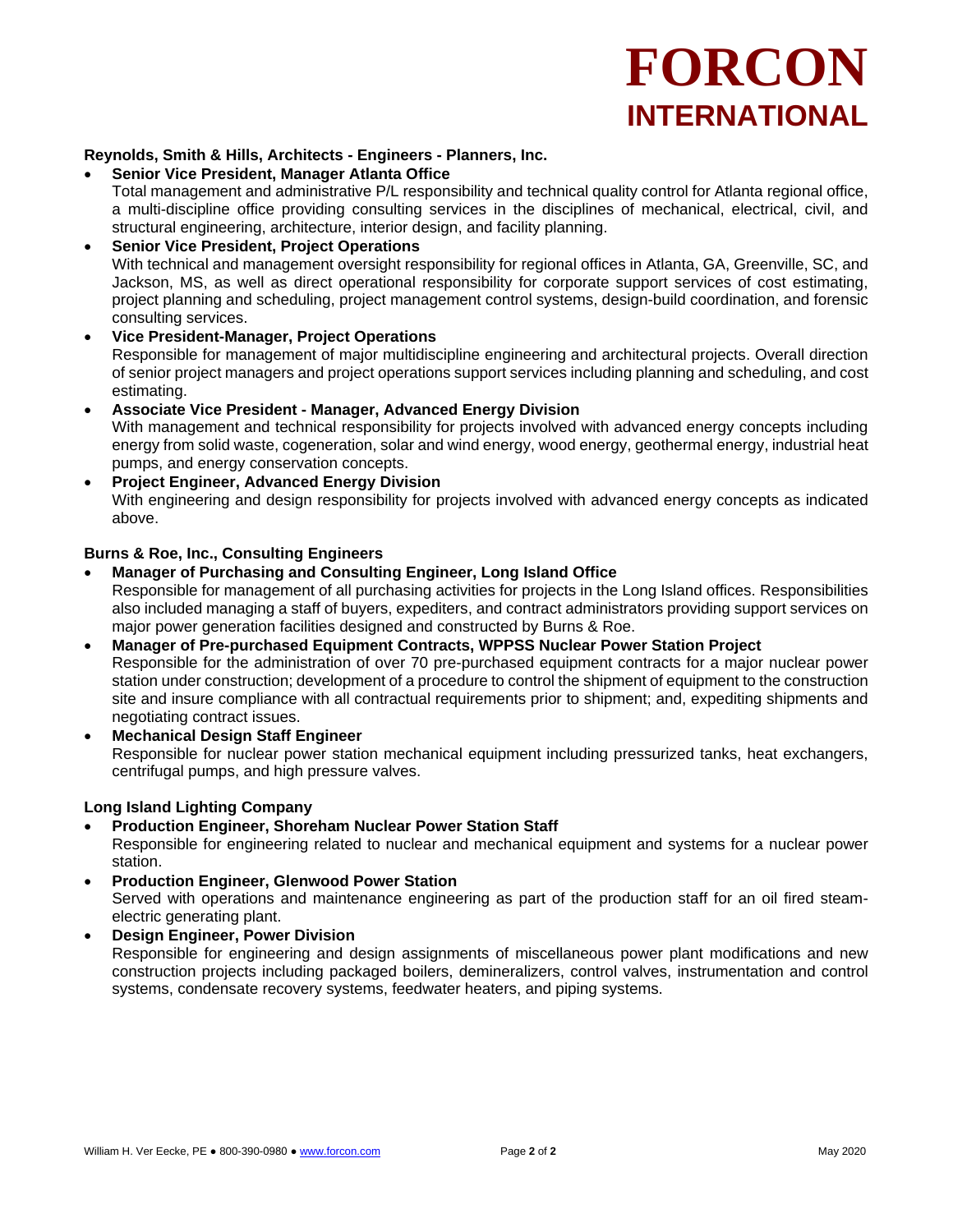**Reynolds, Smith & Hills, Architects - Engineers - Planners, Inc.**

- **Senior Vice President, Manager Atlanta Office**
  Total management and administrative P/L responsibility and technical quality control for Atlanta regional office, a multi-discipline office providing consulting services in the disciplines of mechanical, electrical, civil, and structural engineering, architecture, interior design, and facility planning.
- **Senior Vice President, Project Operations**
  With technical and management oversight responsibility for regional offices in Atlanta, GA, Greenville, SC, and Jackson, MS, as well as direct operational responsibility for corporate support services of cost estimating, project planning and scheduling, project management control systems, design-build coordination, and forensic consulting services.
- **Vice President-Manager, Project Operations**
  Responsible for management of major multidiscipline engineering and architectural projects. Overall direction of senior project managers and project operations support services including planning and scheduling, and cost estimating.
- **Associate Vice President - Manager, Advanced Energy Division**
  With management and technical responsibility for projects involved with advanced energy concepts including energy from solid waste, cogeneration, solar and wind energy, wood energy, geothermal energy, industrial heat pumps, and energy conservation concepts.
- **Project Engineer, Advanced Energy Division**
  With engineering and design responsibility for projects involved with advanced energy concepts as indicated above.

**Burns & Roe, Inc., Consulting Engineers**

- **Manager of Purchasing and Consulting Engineer, Long Island Office**
  Responsible for management of all purchasing activities for projects in the Long Island offices. Responsibilities also included managing a staff of buyers, expediters, and contract administrators providing support services on major power generation facilities designed and constructed by Burns & Roe.
- **Manager of Pre-purchased Equipment Contracts, WPPSS Nuclear Power Station Project**
  Responsible for the administration of over 70 pre-purchased equipment contracts for a major nuclear power station under construction; development of a procedure to control the shipment of equipment to the construction site and insure compliance with all contractual requirements prior to shipment; and, expediting shipments and negotiating contract issues.
- **Mechanical Design Staff Engineer**
  Responsible for nuclear power station mechanical equipment including pressurized tanks, heat exchangers, centrifugal pumps, and high pressure valves.

**Long Island Lighting Company**

- **Production Engineer, Shoreham Nuclear Power Station Staff**
  Responsible for engineering related to nuclear and mechanical equipment and systems for a nuclear power station.
- **Production Engineer, Glenwood Power Station**
  Served with operations and maintenance engineering as part of the production staff for an oil fired steam-electric generating plant.
- **Design Engineer, Power Division**
  Responsible for engineering and design assignments of miscellaneous power plant modifications and new construction projects including packaged boilers, demineralizers, control valves, instrumentation and control systems, condensate recovery systems, feedwater heaters, and piping systems.